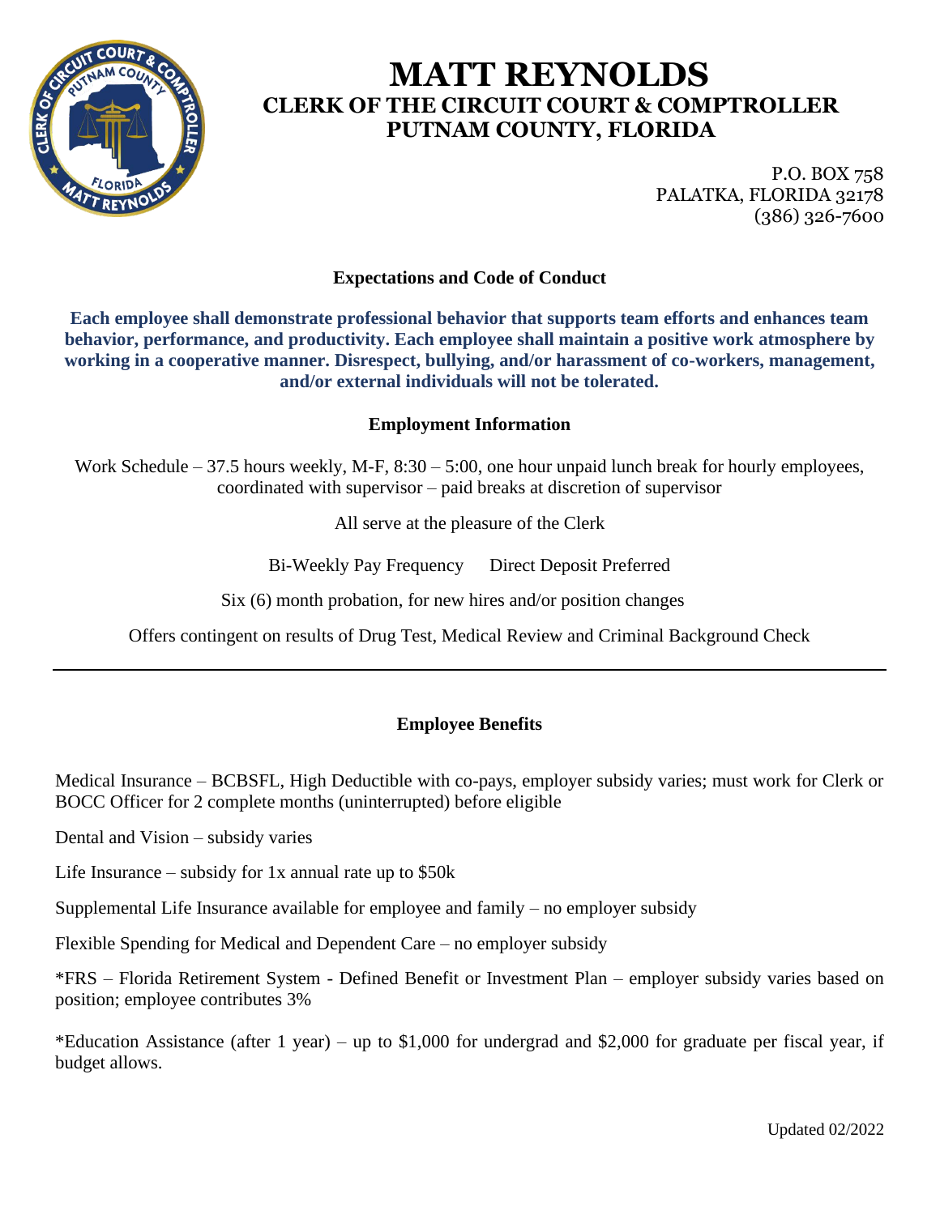# MATT REYNOLDS

## CLERK OF THE CIRCUIT COURT & COMPTROLLER

## PUTNAM COUNTY, FLORIDA

P.O. BOX 758
PALATKA, FLORIDA 32178
(386) 326-7600

### Expectations and Code of Conduct

**Each employee shall demonstrate professional behavior that supports team efforts and enhances team behavior, performance, and productivity. Each employee shall maintain a positive work atmosphere by working in a cooperative manner. Disrespect, bullying, and/or harassment of co-workers, management, and/or external individuals will not be tolerated.**

### Employment Information

Work Schedule – 37.5 hours weekly, M-F, 8:30 – 5:00, one hour unpaid lunch break for hourly employees, coordinated with supervisor – paid breaks at discretion of supervisor

All serve at the pleasure of the Clerk

Bi-Weekly Pay Frequency     Direct Deposit Preferred

Six (6) month probation, for new hires and/or position changes

Offers contingent on results of Drug Test, Medical Review and Criminal Background Check

---

### Employee Benefits

Medical Insurance – BCBSFL, High Deductible with co-pays, employer subsidy varies; must work for Clerk or BOCC Officer for 2 complete months (uninterrupted) before eligible

Dental and Vision – subsidy varies

Life Insurance – subsidy for 1x annual rate up to $50k

Supplemental Life Insurance available for employee and family – no employer subsidy

Flexible Spending for Medical and Dependent Care – no employer subsidy

*FRS – Florida Retirement System - Defined Benefit or Investment Plan – employer subsidy varies based on position; employee contributes 3%

*Education Assistance (after 1 year) – up to $1,000 for undergrad and $2,000 for graduate per fiscal year, if budget allows.

Updated 02/2022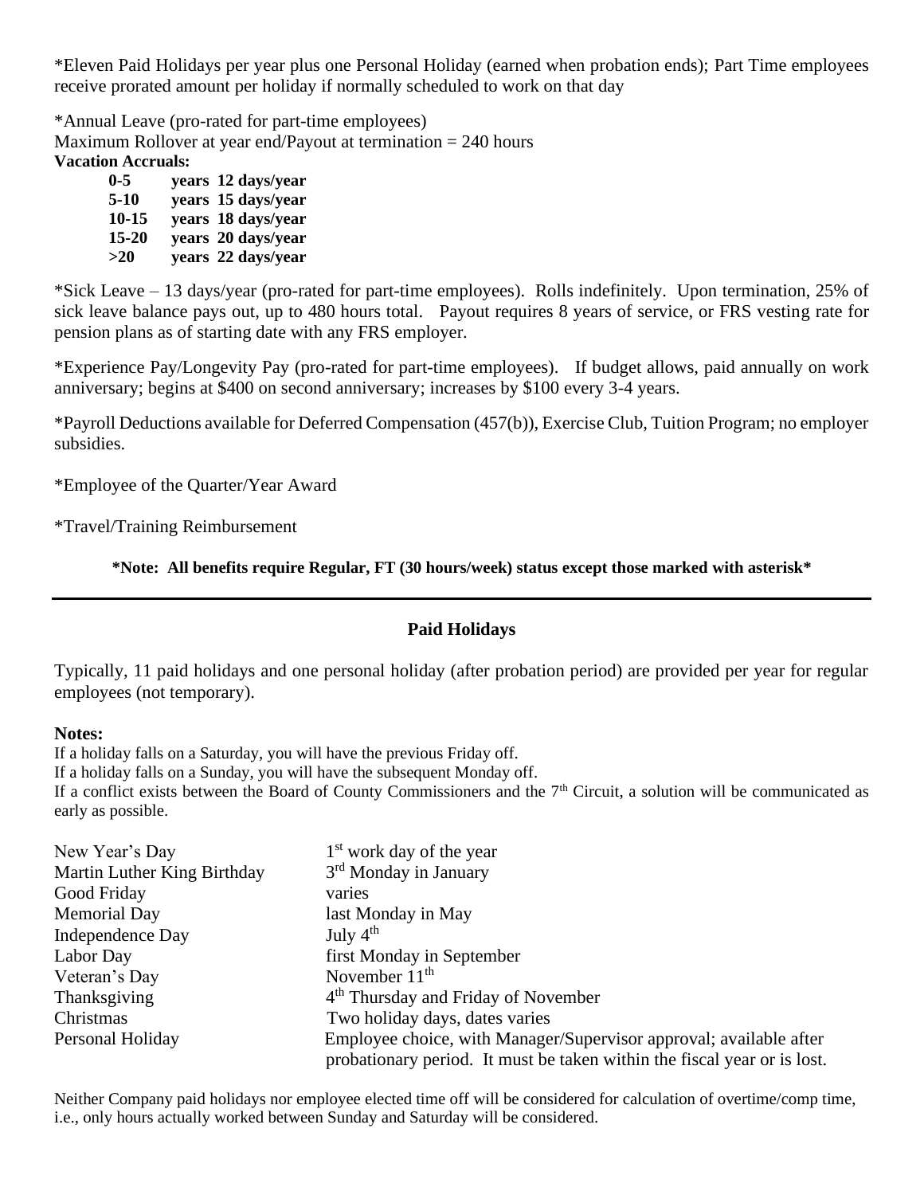*Eleven Paid Holidays per year plus one Personal Holiday (earned when probation ends); Part Time employees receive prorated amount per holiday if normally scheduled to work on that day

*Annual Leave (pro-rated for part-time employees)
Maximum Rollover at year end/Payout at termination = 240 hours

**Vacation Accruals:**

| | | |
|---|---|---|
| **0-5** | **years** | **12 days/year** |
| **5-10** | **years** | **15 days/year** |
| **10-15** | **years** | **18 days/year** |
| **15-20** | **years** | **20 days/year** |
| **>20** | **years** | **22 days/year** |

*Sick Leave – 13 days/year (pro-rated for part-time employees). Rolls indefinitely. Upon termination, 25% of sick leave balance pays out, up to 480 hours total. Payout requires 8 years of service, or FRS vesting rate for pension plans as of starting date with any FRS employer.

*Experience Pay/Longevity Pay (pro-rated for part-time employees). If budget allows, paid annually on work anniversary; begins at $400 on second anniversary; increases by $100 every 3-4 years.

*Payroll Deductions available for Deferred Compensation (457(b)), Exercise Club, Tuition Program; no employer subsidies.

*Employee of the Quarter/Year Award

*Travel/Training Reimbursement

**\*Note: All benefits require Regular, FT (30 hours/week) status except those marked with asterisk\***

---

## Paid Holidays

Typically, 11 paid holidays and one personal holiday (after probation period) are provided per year for regular employees (not temporary).

**Notes:**

If a holiday falls on a Saturday, you will have the previous Friday off.
If a holiday falls on a Sunday, you will have the subsequent Monday off.
If a conflict exists between the Board of County Commissioners and the 7th Circuit, a solution will be communicated as early as possible.

| | |
|---|---|
| New Year's Day | 1st work day of the year |
| Martin Luther King Birthday | 3rd Monday in January |
| Good Friday | varies |
| Memorial Day | last Monday in May |
| Independence Day | July 4th |
| Labor Day | first Monday in September |
| Veteran's Day | November 11th |
| Thanksgiving | 4th Thursday and Friday of November |
| Christmas | Two holiday days, dates varies |
| Personal Holiday | Employee choice, with Manager/Supervisor approval; available after probationary period. It must be taken within the fiscal year or is lost. |

Neither Company paid holidays nor employee elected time off will be considered for calculation of overtime/comp time, i.e., only hours actually worked between Sunday and Saturday will be considered.